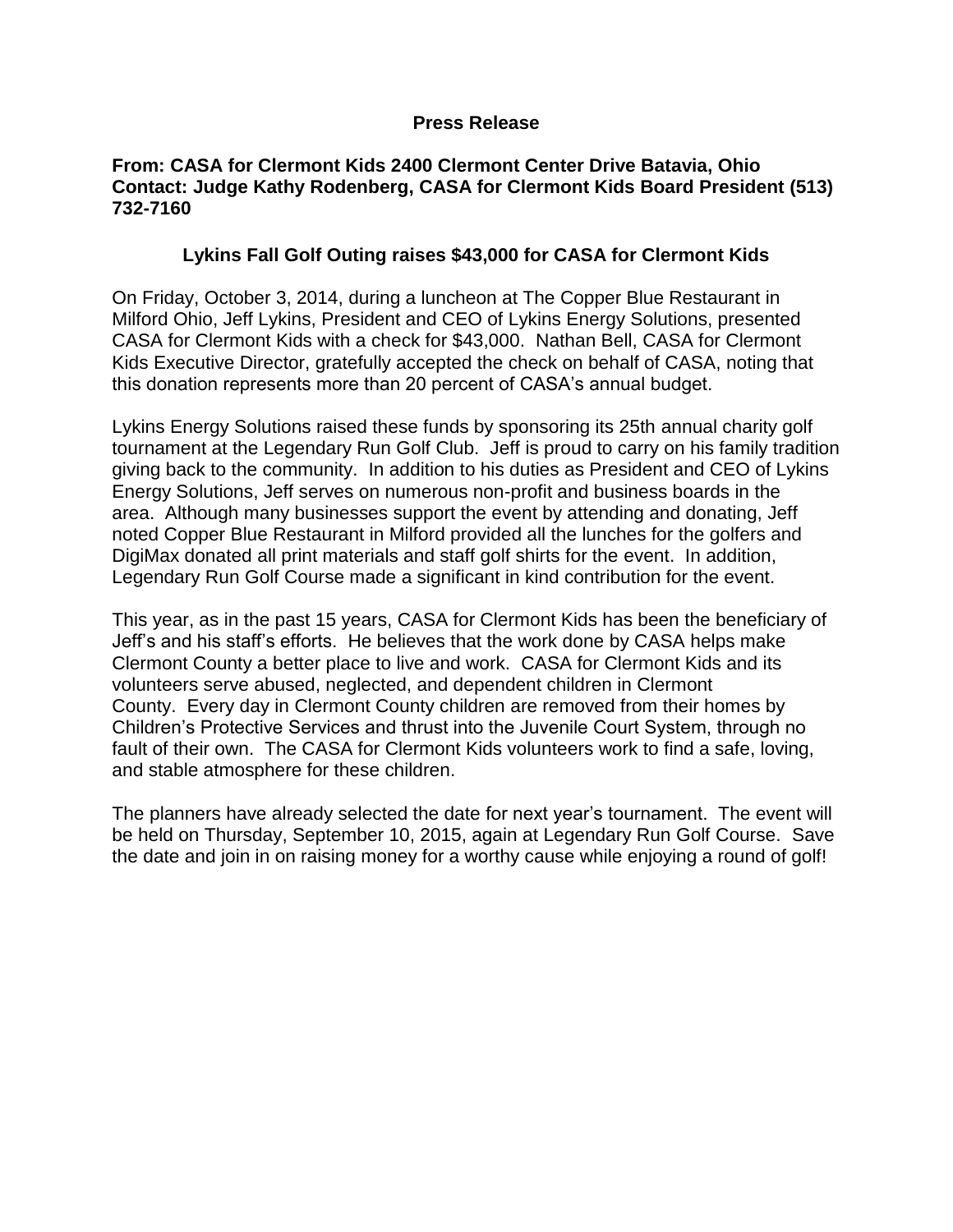**Press Release**

**From: CASA for Clermont Kids 2400 Clermont Center Drive Batavia, Ohio**
**Contact: Judge Kathy Rodenberg, CASA for Clermont Kids Board President (513) 732-7160**

## Lykins Fall Golf Outing raises $43,000 for CASA for Clermont Kids

On Friday, October 3, 2014, during a luncheon at The Copper Blue Restaurant in Milford Ohio, Jeff Lykins, President and CEO of Lykins Energy Solutions, presented CASA for Clermont Kids with a check for $43,000. Nathan Bell, CASA for Clermont Kids Executive Director, gratefully accepted the check on behalf of CASA, noting that this donation represents more than 20 percent of CASA's annual budget.

Lykins Energy Solutions raised these funds by sponsoring its 25th annual charity golf tournament at the Legendary Run Golf Club. Jeff is proud to carry on his family tradition giving back to the community. In addition to his duties as President and CEO of Lykins Energy Solutions, Jeff serves on numerous non-profit and business boards in the area. Although many businesses support the event by attending and donating, Jeff noted Copper Blue Restaurant in Milford provided all the lunches for the golfers and DigiMax donated all print materials and staff golf shirts for the event. In addition, Legendary Run Golf Course made a significant in kind contribution for the event.

This year, as in the past 15 years, CASA for Clermont Kids has been the beneficiary of Jeff's and his staff's efforts. He believes that the work done by CASA helps make Clermont County a better place to live and work. CASA for Clermont Kids and its volunteers serve abused, neglected, and dependent children in Clermont County. Every day in Clermont County children are removed from their homes by Children's Protective Services and thrust into the Juvenile Court System, through no fault of their own. The CASA for Clermont Kids volunteers work to find a safe, loving, and stable atmosphere for these children.

The planners have already selected the date for next year's tournament. The event will be held on Thursday, September 10, 2015, again at Legendary Run Golf Course. Save the date and join in on raising money for a worthy cause while enjoying a round of golf!